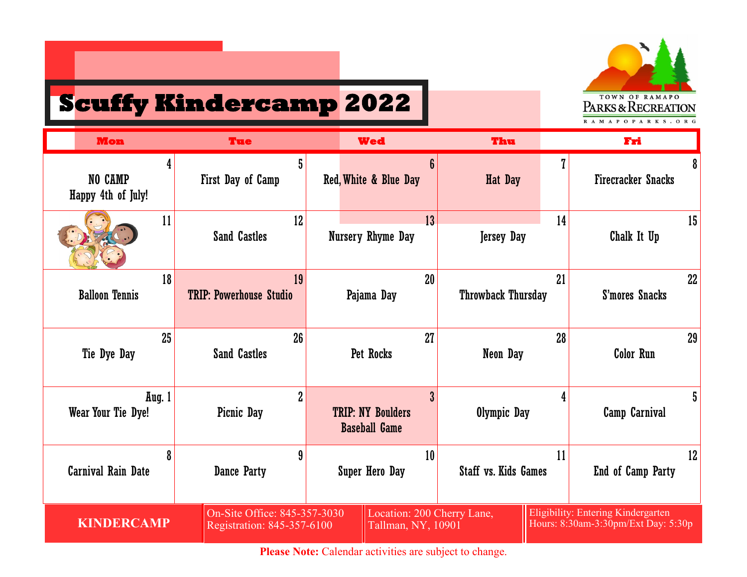# Scuffy Kindercamp 2022

TOWN OF RAMAPO
PARKS & RECREATION
RAMAPOPARKS.ORG

| Mon | Tue | Wed | Thu | Fri |
|---|---|---|---|---|
| 4 NO CAMP Happy 4th of July! | 5 First Day of Camp | 6 Red, White & Blue Day | 7 Hat Day | 8 Firecracker Snacks |
| 11 | 12 Sand Castles | 13 Nursery Rhyme Day | 14 Jersey Day | 15 Chalk It Up |
| 18 Balloon Tennis | 19 TRIP: Powerhouse Studio | 20 Pajama Day | 21 Throwback Thursday | 22 S'mores Snacks |
| 25 Tie Dye Day | 26 Sand Castles | 27 Pet Rocks | 28 Neon Day | 29 Color Run |
| Aug. 1 Wear Your Tie Dye! | 2 Picnic Day | 3 TRIP: NY Boulders Baseball Game | 4 Olympic Day | 5 Camp Carnival |
| 8 Carnival Rain Date | 9 Dance Party | 10 Super Hero Day | 11 Staff vs. Kids Games | 12 End of Camp Party |

**KINDERCAMP**

On-Site Office: 845-357-3030
Registration: 845-357-6100

Location: 200 Cherry Lane, Tallman, NY, 10901

Eligibility: Entering Kindergarten
Hours: 8:30am-3:30pm/Ext Day: 5:30p

**Please Note:** Calendar activities are subject to change.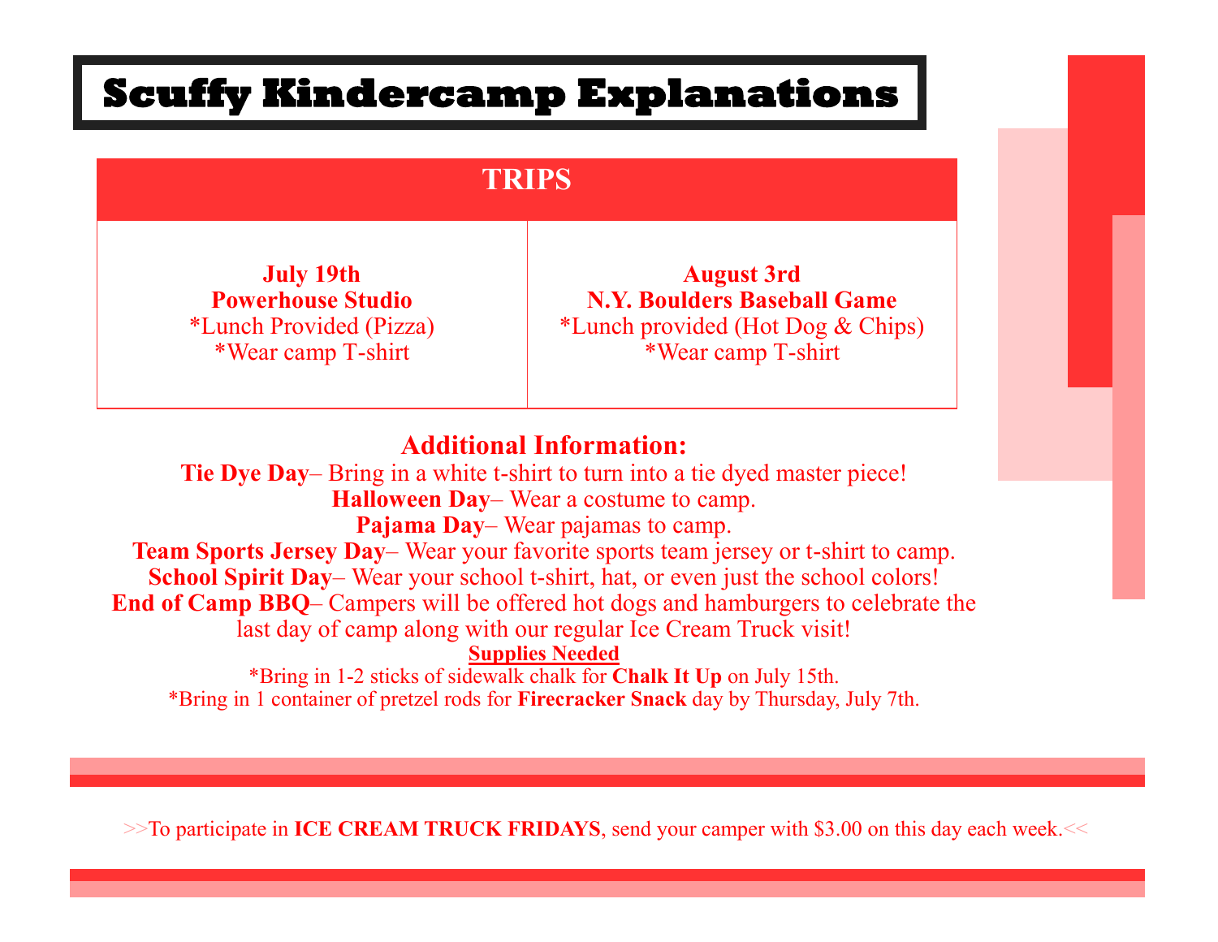# Scuffy Kindercamp Explanations

| TRIPS | |
|---|---|
| **July 19th**<br>**Powerhouse Studio**<br>*Lunch Provided (Pizza)<br>*Wear camp T-shirt | **August 3rd**<br>**N.Y. Boulders Baseball Game**<br>*Lunch provided (Hot Dog & Chips)<br>*Wear camp T-shirt |

## Additional Information:

**Tie Dye Day**– Bring in a white t-shirt to turn into a tie dyed master piece!

**Halloween Day**– Wear a costume to camp.

**Pajama Day**– Wear pajamas to camp.

**Team Sports Jersey Day**– Wear your favorite sports team jersey or t-shirt to camp.

**School Spirit Day**– Wear your school t-shirt, hat, or even just the school colors!

**End of Camp BBQ**– Campers will be offered hot dogs and hamburgers to celebrate the last day of camp along with our regular Ice Cream Truck visit!

**Supplies Needed**

*Bring in 1-2 sticks of sidewalk chalk for **Chalk It Up** on July 15th.

*Bring in 1 container of pretzel rods for **Firecracker Snack** day by Thursday, July 7th.

>>To participate in **ICE CREAM TRUCK FRIDAYS**, send your camper with $3.00 on this day each week.<<